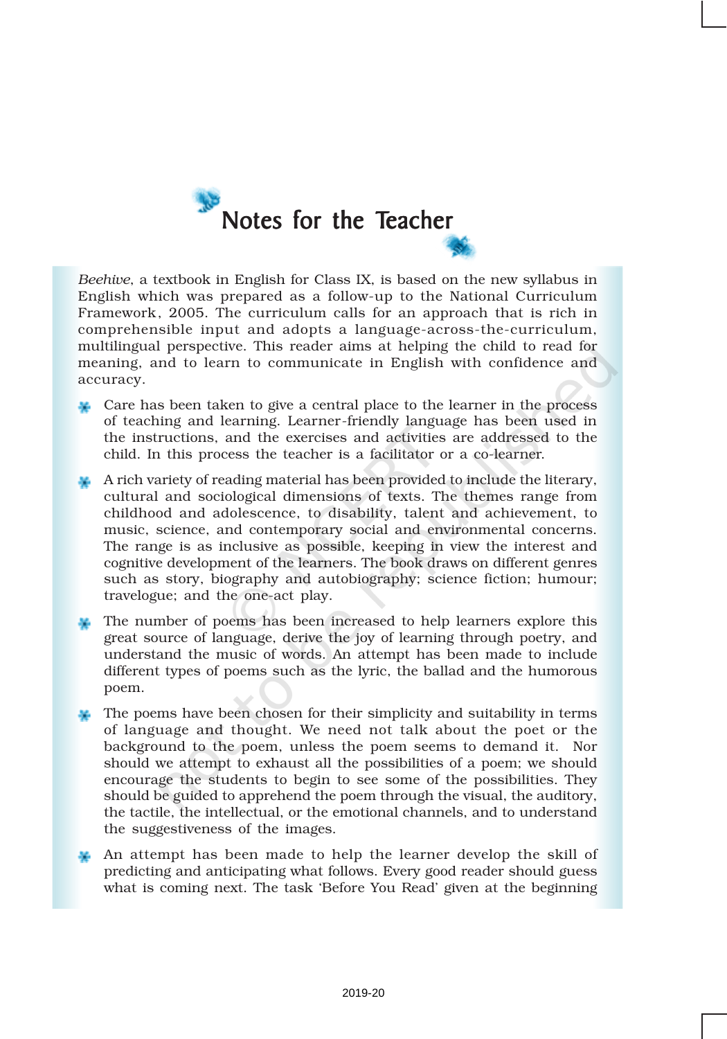# Notes for the Teacher

*Beehive*, a textbook in English for Class IX, is based on the new syllabus in English which was prepared as a follow-up to the National Curriculum Framework, 2005. The curriculum calls for an approach that is rich in comprehensible input and adopts a language-across-the-curriculum, multilingual perspective. This reader aims at helping the child to read for meaning, and to learn to communicate in English with confidence and accuracy.

- Care has been taken to give a central place to the learner in the process of teaching and learning. Learner-friendly language has been used in the instructions, and the exercises and activities are addressed to the child. In this process the teacher is a facilitator or a co-learner.
- A rich variety of reading material has been provided to include the literary, cultural and sociological dimensions of texts. The themes range from childhood and adolescence, to disability, talent and achievement, to music, science, and contemporary social and environmental concerns. The range is as inclusive as possible, keeping in view the interest and cognitive development of the learners. The book draws on different genres such as story, biography and autobiography; science fiction; humour; travelogue; and the one-act play.
- The number of poems has been increased to help learners explore this great source of language, derive the joy of learning through poetry, and understand the music of words. An attempt has been made to include different types of poems such as the lyric, the ballad and the humorous poem.
- The poems have been chosen for their simplicity and suitability in terms of language and thought. We need not talk about the poet or the background to the poem, unless the poem seems to demand it. Nor should we attempt to exhaust all the possibilities of a poem; we should encourage the students to begin to see some of the possibilities. They should be guided to apprehend the poem through the visual, the auditory, the tactile, the intellectual, or the emotional channels, and to understand the suggestiveness of the images.
- An attempt has been made to help the learner develop the skill of predicting and anticipating what follows. Every good reader should guess what is coming next. The task 'Before You Read' given at the beginning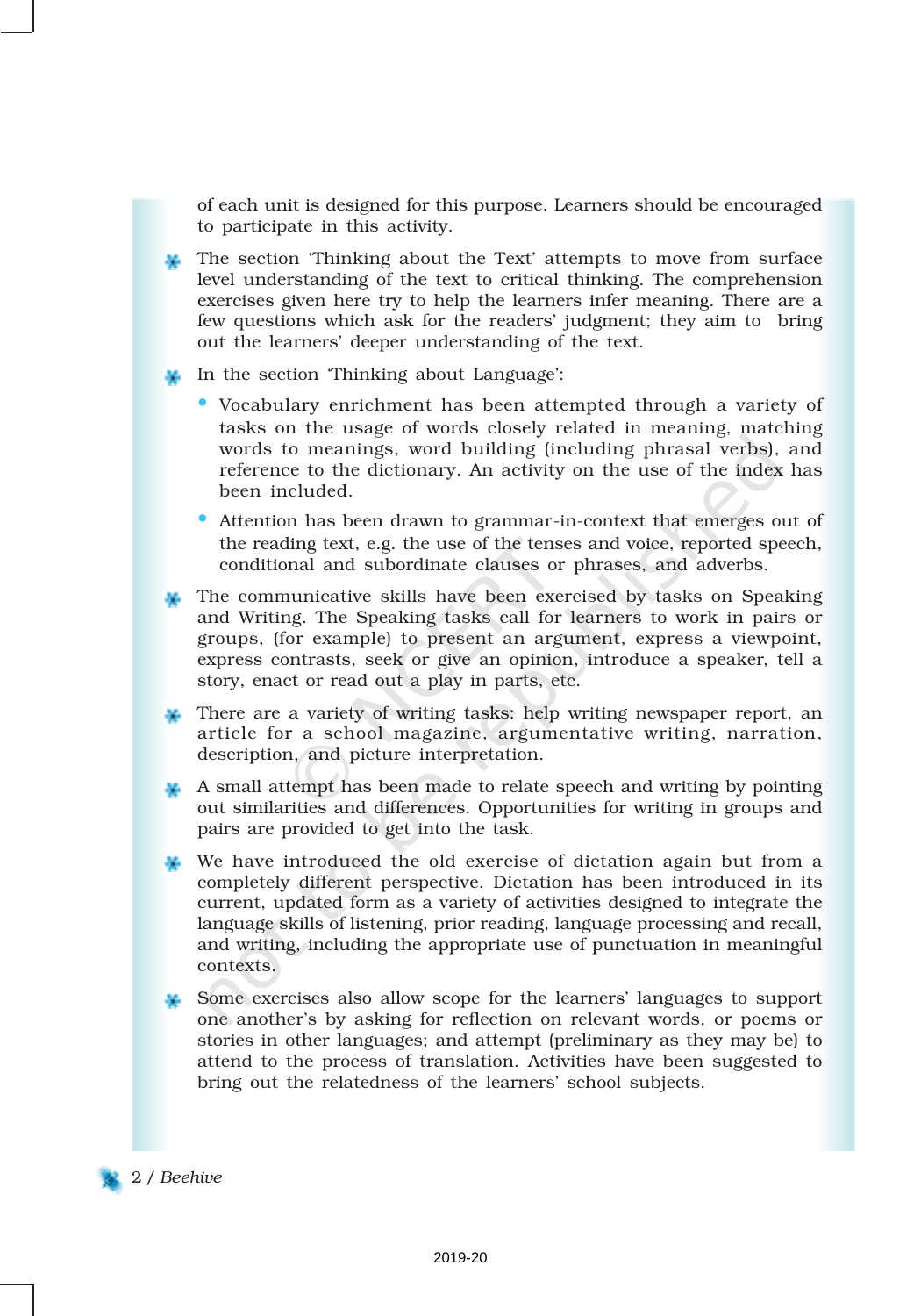of each unit is designed for this purpose. Learners should be encouraged to participate in this activity.

- The section 'Thinking about the Text' attempts to move from surface level understanding of the text to critical thinking. The comprehension exercises given here try to help the learners infer meaning. There are a few questions which ask for the readers' judgment; they aim to bring out the learners' deeper understanding of the text.
- In the section 'Thinking about Language':
  - Vocabulary enrichment has been attempted through a variety of tasks on the usage of words closely related in meaning, matching words to meanings, word building (including phrasal verbs), and reference to the dictionary. An activity on the use of the index has been included.
  - Attention has been drawn to grammar-in-context that emerges out of the reading text, e.g. the use of the tenses and voice, reported speech, conditional and subordinate clauses or phrases, and adverbs.
- The communicative skills have been exercised by tasks on Speaking and Writing. The Speaking tasks call for learners to work in pairs or groups, (for example) to present an argument, express a viewpoint, express contrasts, seek or give an opinion, introduce a speaker, tell a story, enact or read out a play in parts, etc.
- There are a variety of writing tasks: help writing newspaper report, an article for a school magazine, argumentative writing, narration, description, and picture interpretation.
- A small attempt has been made to relate speech and writing by pointing out similarities and differences. Opportunities for writing in groups and pairs are provided to get into the task.
- We have introduced the old exercise of dictation again but from a completely different perspective. Dictation has been introduced in its current, updated form as a variety of activities designed to integrate the language skills of listening, prior reading, language processing and recall, and writing, including the appropriate use of punctuation in meaningful contexts.
- Some exercises also allow scope for the learners' languages to support one another's by asking for reflection on relevant words, or poems or stories in other languages; and attempt (preliminary as they may be) to attend to the process of translation. Activities have been suggested to bring out the relatedness of the learners' school subjects.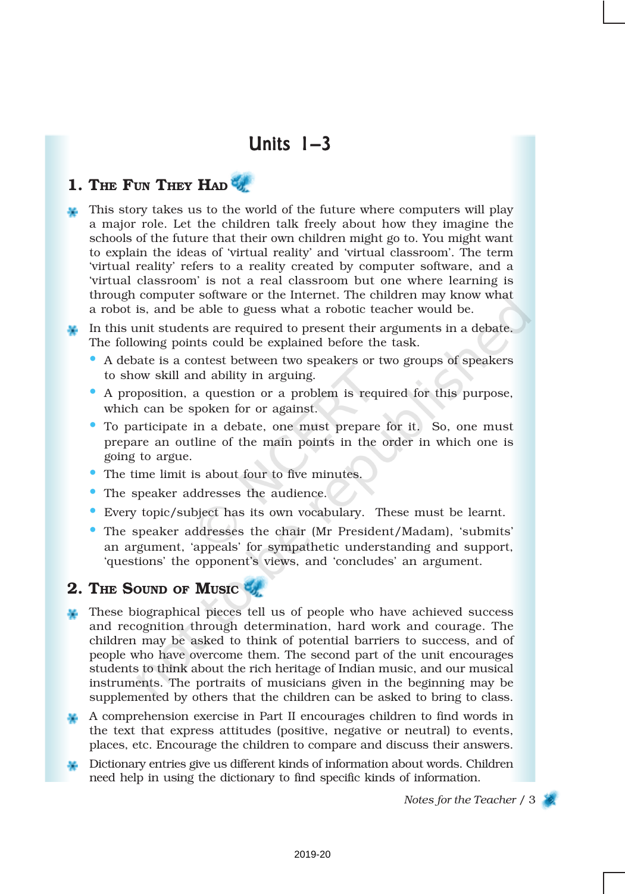# Units 1–3

## 1. The Fun They Had

- This story takes us to the world of the future where computers will play a major role. Let the children talk freely about how they imagine the schools of the future that their own children might go to. You might want to explain the ideas of 'virtual reality' and 'virtual classroom'. The term 'virtual reality' refers to a reality created by computer software, and a 'virtual classroom' is not a real classroom but one where learning is through computer software or the Internet. The children may know what a robot is, and be able to guess what a robotic teacher would be.
- In this unit students are required to present their arguments in a debate. The following points could be explained before the task.
  - A debate is a contest between two speakers or two groups of speakers to show skill and ability in arguing.
  - A proposition, a question or a problem is required for this purpose, which can be spoken for or against.
  - To participate in a debate, one must prepare for it. So, one must prepare an outline of the main points in the order in which one is going to argue.
  - The time limit is about four to five minutes.
  - The speaker addresses the audience.
  - Every topic/subject has its own vocabulary. These must be learnt.
  - The speaker addresses the chair (Mr President/Madam), 'submits' an argument, 'appeals' for sympathetic understanding and support, 'questions' the opponent's views, and 'concludes' an argument.

## 2. The Sound of Music

- These biographical pieces tell us of people who have achieved success and recognition through determination, hard work and courage. The children may be asked to think of potential barriers to success, and of people who have overcome them. The second part of the unit encourages students to think about the rich heritage of Indian music, and our musical instruments. The portraits of musicians given in the beginning may be supplemented by others that the children can be asked to bring to class.
- A comprehension exercise in Part II encourages children to find words in the text that express attitudes (positive, negative or neutral) to events, places, etc. Encourage the children to compare and discuss their answers.
- Dictionary entries give us different kinds of information about words. Children need help in using the dictionary to find specific kinds of information.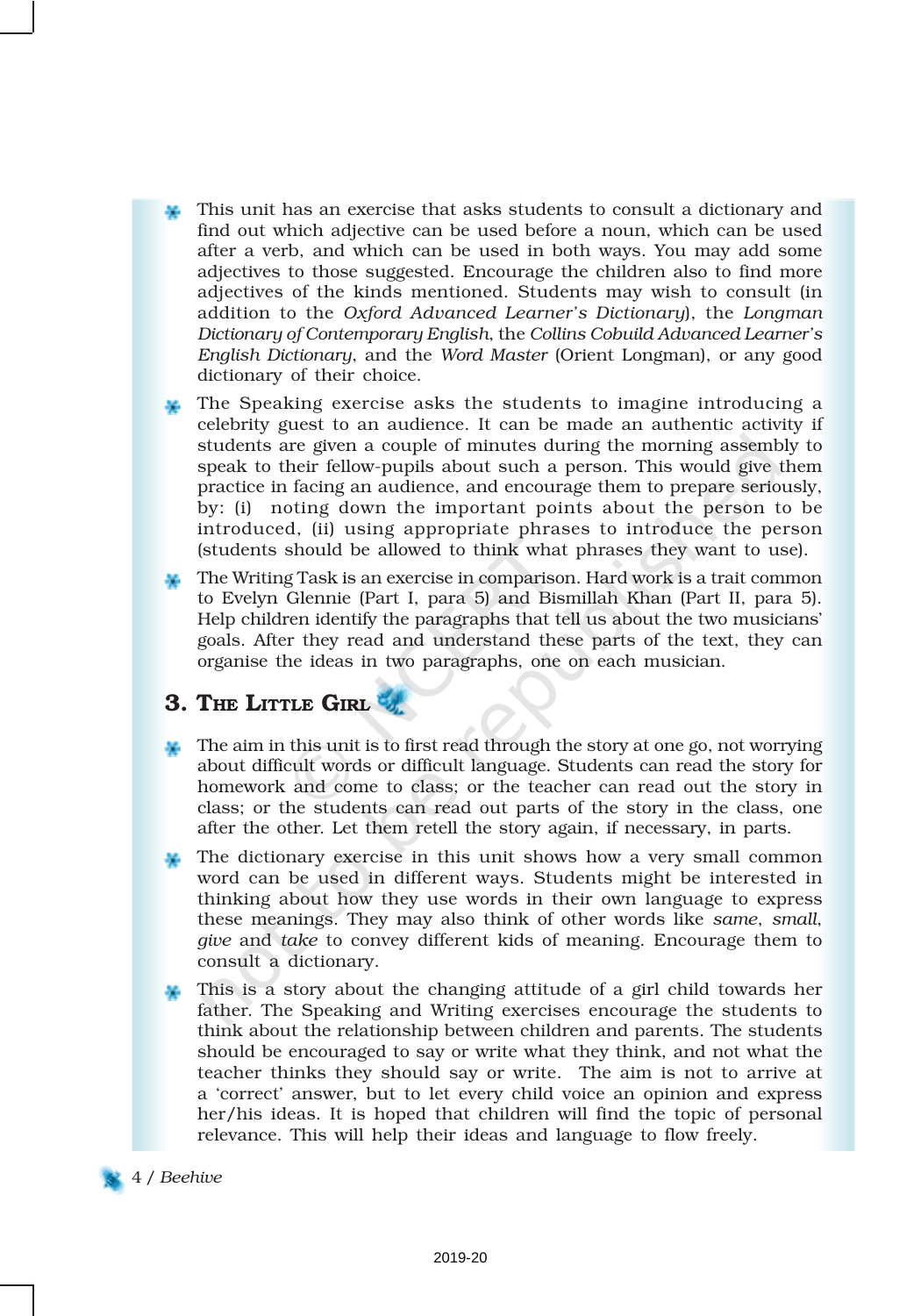- This unit has an exercise that asks students to consult a dictionary and find out which adjective can be used before a noun, which can be used after a verb, and which can be used in both ways. You may add some adjectives to those suggested. Encourage the children also to find more adjectives of the kinds mentioned. Students may wish to consult (in addition to the *Oxford Advanced Learner's Dictionary*), the *Longman Dictionary of Contemporary English*, the *Collins Cobuild Advanced Learner's English Dictionary*, and the *Word Master* (Orient Longman), or any good dictionary of their choice.
- The Speaking exercise asks the students to imagine introducing a celebrity guest to an audience. It can be made an authentic activity if students are given a couple of minutes during the morning assembly to speak to their fellow-pupils about such a person. This would give them practice in facing an audience, and encourage them to prepare seriously, by: (i) noting down the important points about the person to be introduced, (ii) using appropriate phrases to introduce the person (students should be allowed to think what phrases they want to use).
- The Writing Task is an exercise in comparison. Hard work is a trait common to Evelyn Glennie (Part I, para 5) and Bismillah Khan (Part II, para 5). Help children identify the paragraphs that tell us about the two musicians' goals. After they read and understand these parts of the text, they can organise the ideas in two paragraphs, one on each musician.

## 3. The Little Girl

- The aim in this unit is to first read through the story at one go, not worrying about difficult words or difficult language. Students can read the story for homework and come to class; or the teacher can read out the story in class; or the students can read out parts of the story in the class, one after the other. Let them retell the story again, if necessary, in parts.
- The dictionary exercise in this unit shows how a very small common word can be used in different ways. Students might be interested in thinking about how they use words in their own language to express these meanings. They may also think of other words like *same*, *small*, *give* and *take* to convey different kids of meaning. Encourage them to consult a dictionary.
- This is a story about the changing attitude of a girl child towards her father. The Speaking and Writing exercises encourage the students to think about the relationship between children and parents. The students should be encouraged to say or write what they think, and not what the teacher thinks they should say or write. The aim is not to arrive at a 'correct' answer, but to let every child voice an opinion and express her/his ideas. It is hoped that children will find the topic of personal relevance. This will help their ideas and language to flow freely.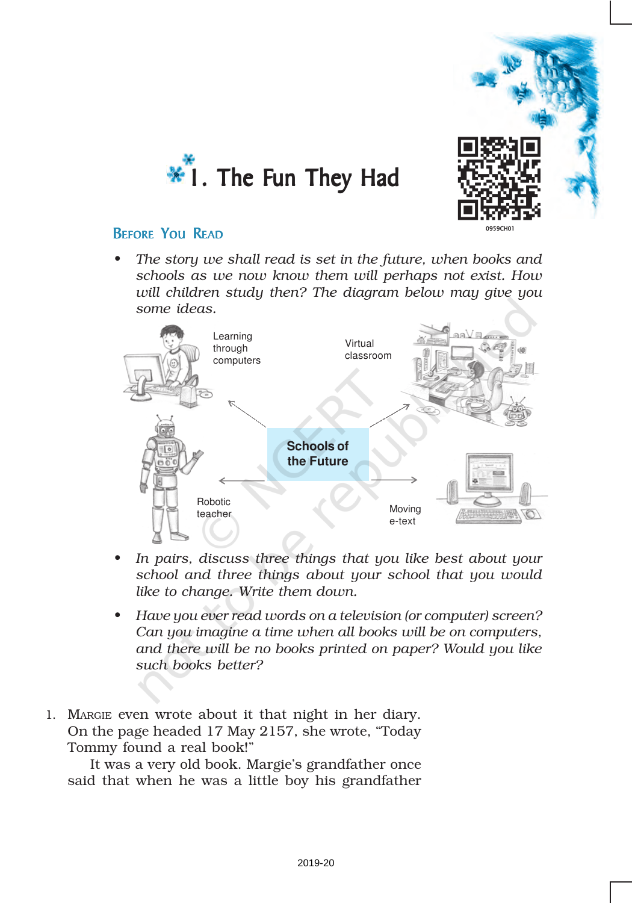# 1. The Fun They Had

## BEFORE YOU READ

- *The story we shall read is set in the future, when books and schools as we now know them will perhaps not exist. How will children study then? The diagram below may give you some ideas.*

**Schools of the Future**

- Learning through computers
- Virtual classroom
- Robotic teacher
- Moving e-text

- *In pairs, discuss three things that you like best about your school and three things about your school that you would like to change. Write them down.*
- *Have you ever read words on a television (or computer) screen? Can you imagine a time when all books will be on computers, and there will be no books printed on paper? Would you like such books better?*

1. MARGIE even wrote about it that night in her diary. On the page headed 17 May 2157, she wrote, "Today Tommy found a real book!"

It was a very old book. Margie's grandfather once said that when he was a little boy his grandfather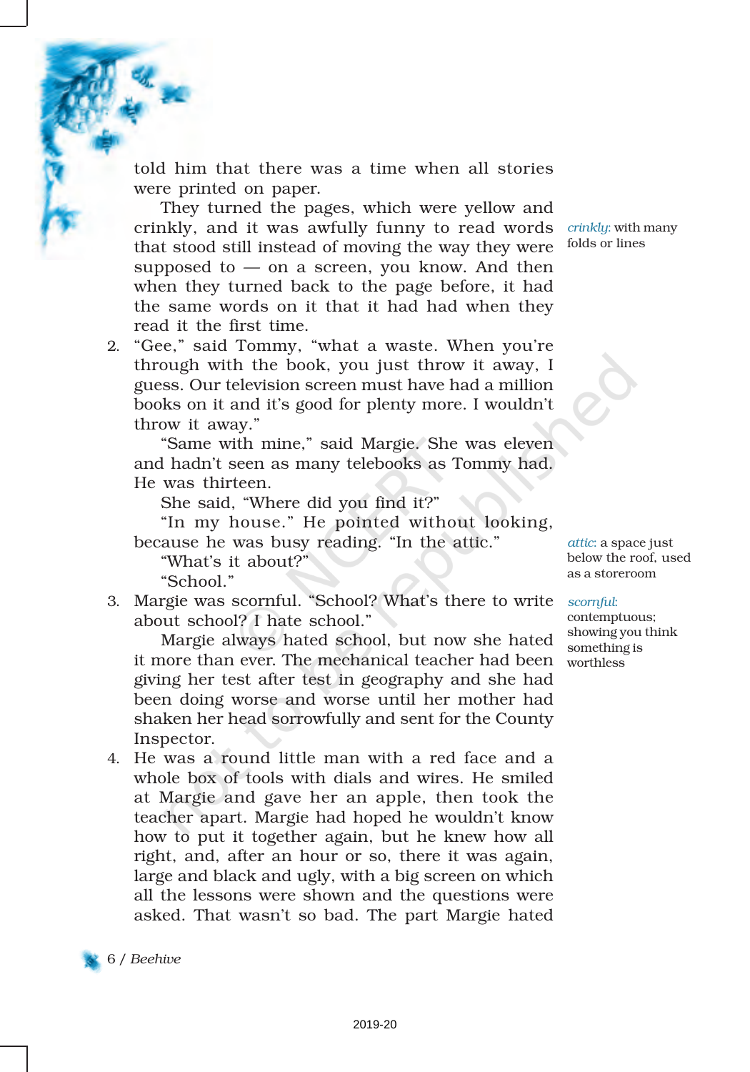told him that there was a time when all stories were printed on paper.

They turned the pages, which were yellow and crinkly, and it was awfully funny to read words that stood still instead of moving the way they were supposed to — on a screen, you know. And then when they turned back to the page before, it had the same words on it that it had had when they read it the first time.

*crinkly*: with many folds or lines

2. "Gee," said Tommy, "what a waste. When you're through with the book, you just throw it away, I guess. Our television screen must have had a million books on it and it's good for plenty more. I wouldn't throw it away."

"Same with mine," said Margie. She was eleven and hadn't seen as many telebooks as Tommy had. He was thirteen.

She said, "Where did you find it?"

"In my house." He pointed without looking, because he was busy reading. "In the attic."

"What's it about?"

"School."

*attic*: a space just below the roof, used as a storeroom

3. Margie was scornful. "School? What's there to write about school? I hate school."

Margie always hated school, but now she hated it more than ever. The mechanical teacher had been giving her test after test in geography and she had been doing worse and worse until her mother had shaken her head sorrowfully and sent for the County Inspector.

*scornful*: contemptuous; showing you think something is worthless

4. He was a round little man with a red face and a whole box of tools with dials and wires. He smiled at Margie and gave her an apple, then took the teacher apart. Margie had hoped he wouldn't know how to put it together again, but he knew how all right, and, after an hour or so, there it was again, large and black and ugly, with a big screen on which all the lessons were shown and the questions were asked. That wasn't so bad. The part Margie hated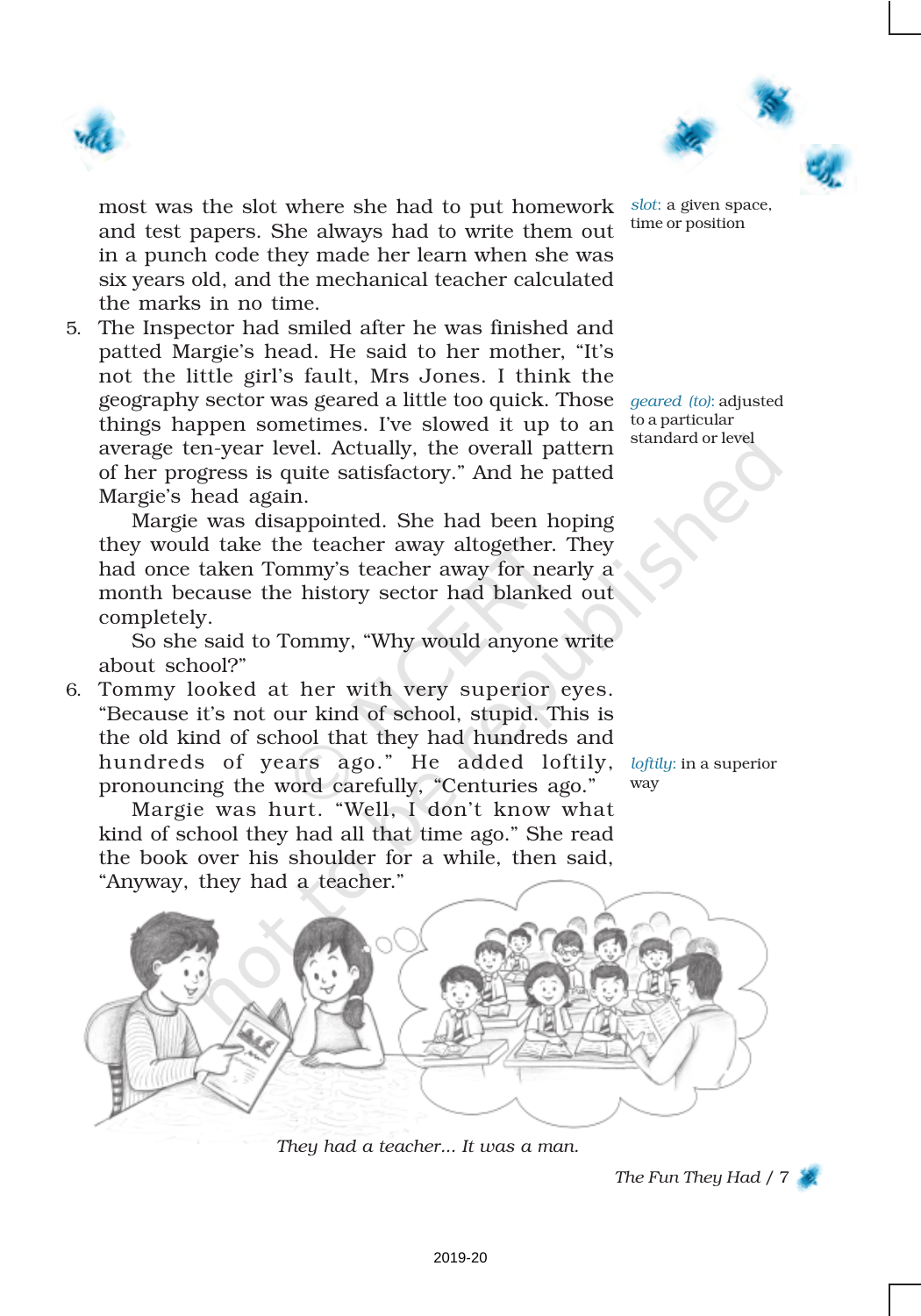most was the slot where she had to put homework and test papers. She always had to write them out in a punch code they made her learn when she was six years old, and the mechanical teacher calculated the marks in no time.

5. The Inspector had smiled after he was finished and patted Margie's head. He said to her mother, "It's not the little girl's fault, Mrs Jones. I think the geography sector was geared a little too quick. Those things happen sometimes. I've slowed it up to an average ten-year level. Actually, the overall pattern of her progress is quite satisfactory." And he patted Margie's head again.

   Margie was disappointed. She had been hoping they would take the teacher away altogether. They had once taken Tommy's teacher away for nearly a month because the history sector had blanked out completely.

   So she said to Tommy, "Why would anyone write about school?"

6. Tommy looked at her with very superior eyes. "Because it's not our kind of school, stupid. This is the old kind of school that they had hundreds and hundreds of years ago." He added loftily, pronouncing the word carefully, "Centuries ago."

   Margie was hurt. "Well, I don't know what kind of school they had all that time ago." She read the book over his shoulder for a while, then said, "Anyway, they had a teacher."

*slot*: a given space, time or position

*geared (to)*: adjusted to a particular standard or level

*loftily*: in a superior way

*They had a teacher... It was a man.*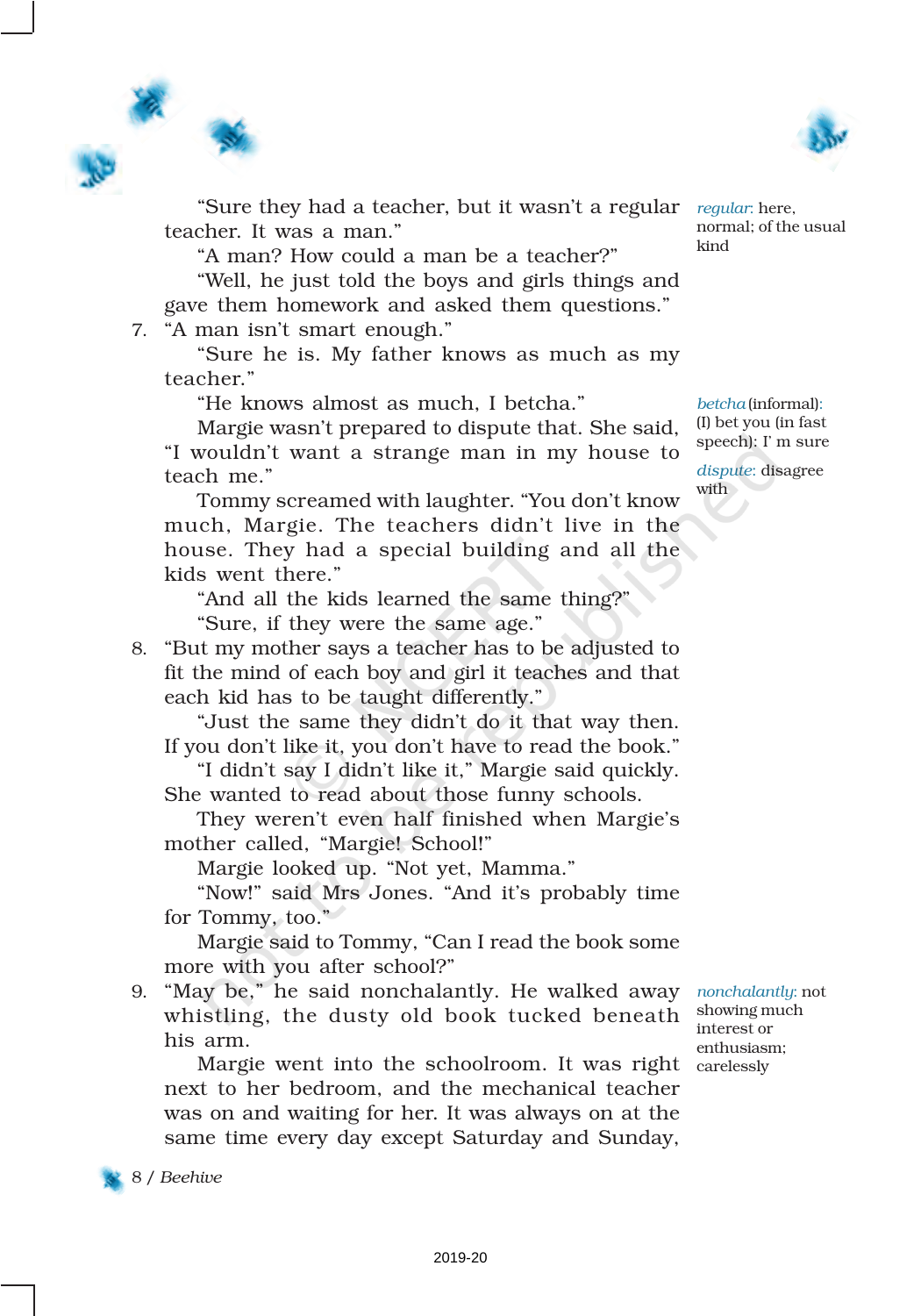"Sure they had a teacher, but it wasn't a regular teacher. It was a man."

"A man? How could a man be a teacher?"

"Well, he just told the boys and girls things and gave them homework and asked them questions."

7. "A man isn't smart enough."

"Sure he is. My father knows as much as my teacher."

"He knows almost as much, I betcha."

Margie wasn't prepared to dispute that. She said, "I wouldn't want a strange man in my house to teach me."

Tommy screamed with laughter. "You don't know much, Margie. The teachers didn't live in the house. They had a special building and all the kids went there."

"And all the kids learned the same thing?"

"Sure, if they were the same age."

8. "But my mother says a teacher has to be adjusted to fit the mind of each boy and girl it teaches and that each kid has to be taught differently."

"Just the same they didn't do it that way then. If you don't like it, you don't have to read the book."

"I didn't say I didn't like it," Margie said quickly. She wanted to read about those funny schools.

They weren't even half finished when Margie's mother called, "Margie! School!"

Margie looked up. "Not yet, Mamma."

"Now!" said Mrs Jones. "And it's probably time for Tommy, too."

Margie said to Tommy, "Can I read the book some more with you after school?"

9. "May be," he said nonchalantly. He walked away whistling, the dusty old book tucked beneath his arm.

Margie went into the schoolroom. It was right next to her bedroom, and the mechanical teacher was on and waiting for her. It was always on at the same time every day except Saturday and Sunday,

*regular*: here, normal; of the usual kind

*betcha* (informal): (I) bet you (in fast speech): I' m sure

*dispute*: disagree with

*nonchalantly*: not showing much interest or enthusiasm; carelessly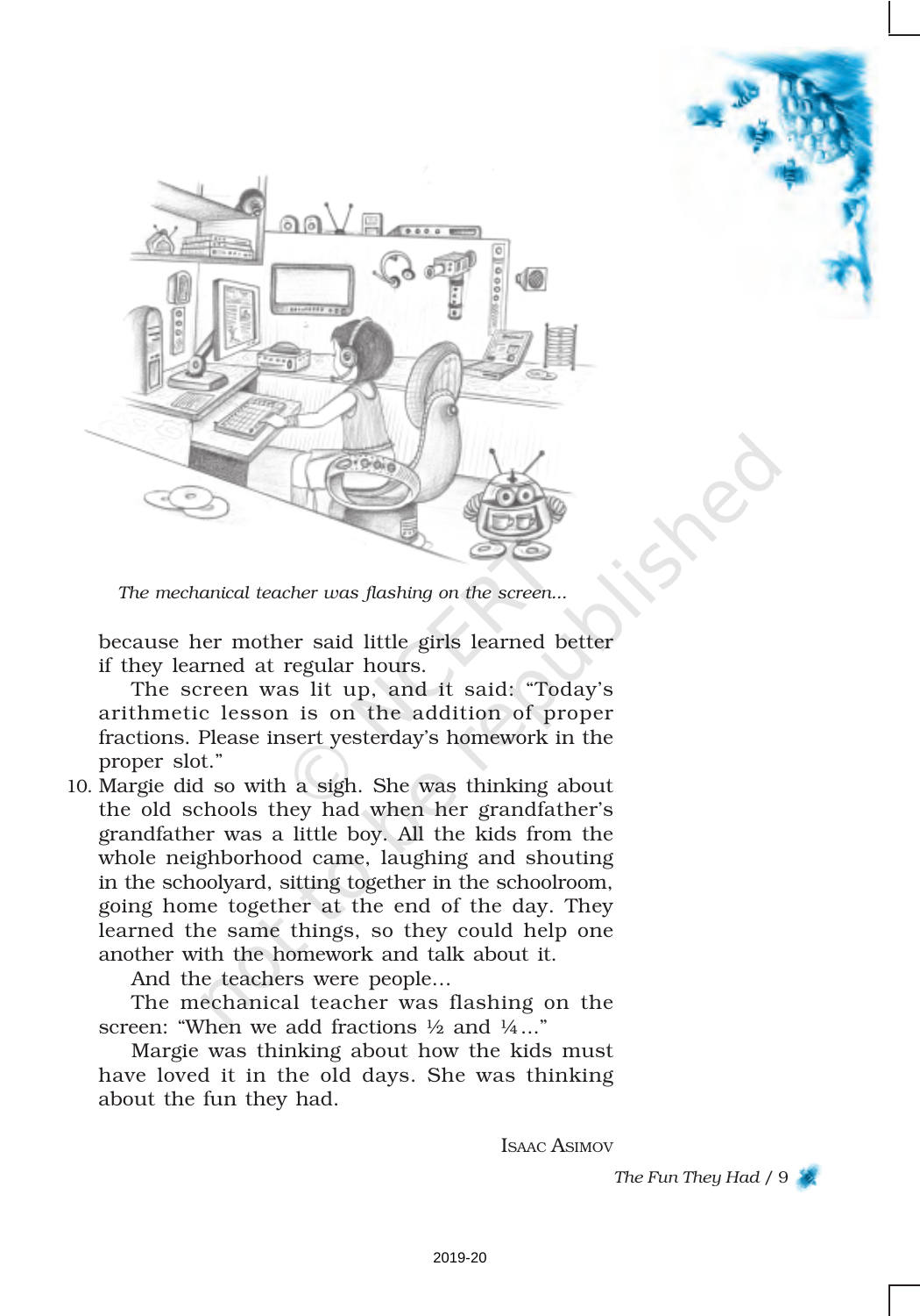*The mechanical teacher was flashing on the screen...*

because her mother said little girls learned better if they learned at regular hours.

The screen was lit up, and it said: "Today's arithmetic lesson is on the addition of proper fractions. Please insert yesterday's homework in the proper slot."

10. Margie did so with a sigh. She was thinking about the old schools they had when her grandfather's grandfather was a little boy. All the kids from the whole neighborhood came, laughing and shouting in the schoolyard, sitting together in the schoolroom, going home together at the end of the day. They learned the same things, so they could help one another with the homework and talk about it.

And the teachers were people...

The mechanical teacher was flashing on the screen: "When we add fractions ½ and ¼..."

Margie was thinking about how the kids must have loved it in the old days. She was thinking about the fun they had.

ISAAC ASIMOV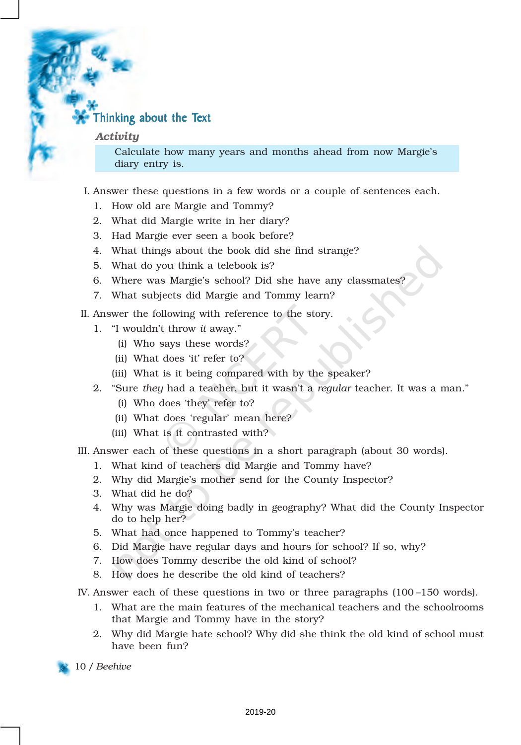## Thinking about the Text

### *Activity*

Calculate how many years and months ahead from now Margie's diary entry is.

I. Answer these questions in a few words or a couple of sentences each.

1. How old are Margie and Tommy?
2. What did Margie write in her diary?
3. Had Margie ever seen a book before?
4. What things about the book did she find strange?
5. What do you think a telebook is?
6. Where was Margie's school? Did she have any classmates?
7. What subjects did Margie and Tommy learn?

II. Answer the following with reference to the story.

1. "I wouldn't throw *it* away."
   - (i) Who says these words?
   - (ii) What does 'it' refer to?
   - (iii) What is it being compared with by the speaker?
2. "Sure *they* had a teacher, but it wasn't a *regular* teacher. It was a man."
   - (i) Who does 'they' refer to?
   - (ii) What does 'regular' mean here?
   - (iii) What is it contrasted with?

III. Answer each of these questions in a short paragraph (about 30 words).

1. What kind of teachers did Margie and Tommy have?
2. Why did Margie's mother send for the County Inspector?
3. What did he do?
4. Why was Margie doing badly in geography? What did the County Inspector do to help her?
5. What had once happened to Tommy's teacher?
6. Did Margie have regular days and hours for school? If so, why?
7. How does Tommy describe the old kind of school?
8. How does he describe the old kind of teachers?

IV. Answer each of these questions in two or three paragraphs (100–150 words).

1. What are the main features of the mechanical teachers and the schoolrooms that Margie and Tommy have in the story?
2. Why did Margie hate school? Why did she think the old kind of school must have been fun?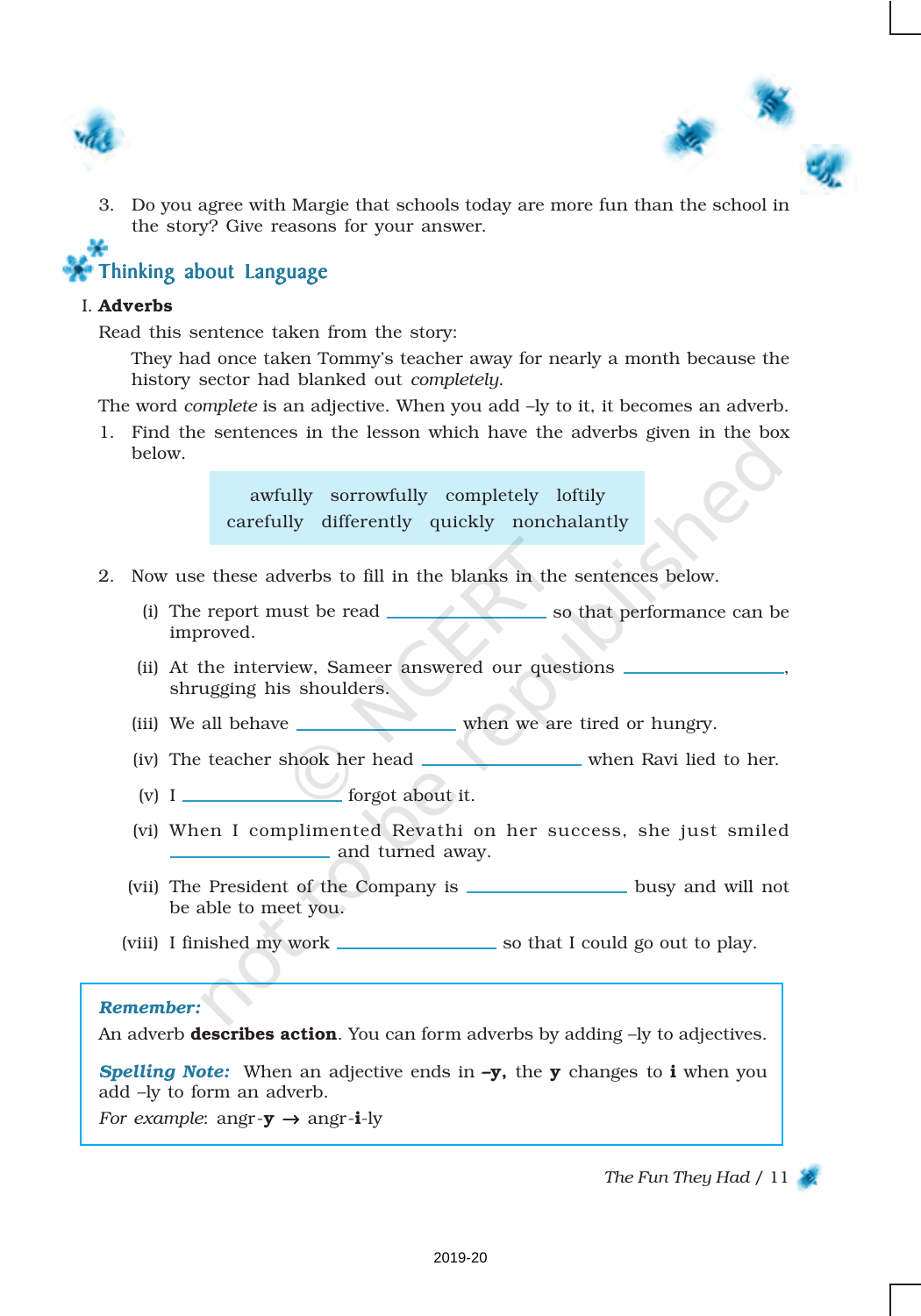3. Do you agree with Margie that schools today are more fun than the school in the story? Give reasons for your answer.

## Thinking about Language

### I. Adverbs

Read this sentence taken from the story:

> They had once taken Tommy's teacher away for nearly a month because the history sector had blanked out *completely*.

The word *complete* is an adjective. When you add –ly to it, it becomes an adverb.

1. Find the sentences in the lesson which have the adverbs given in the box below.

| awfully | sorrowfully | completely | loftily |
|---|---|---|---|
| carefully | differently | quickly | nonchalantly |

2. Now use these adverbs to fill in the blanks in the sentences below.

   (i) The report must be read ________________ so that performance can be improved.

   (ii) At the interview, Sameer answered our questions ________________, shrugging his shoulders.

   (iii) We all behave ________________ when we are tired or hungry.

   (iv) The teacher shook her head ________________ when Ravi lied to her.

   (v) I ________________ forgot about it.

   (vi) When I complimented Revathi on her success, she just smiled ________________ and turned away.

   (vii) The President of the Company is ________________ busy and will not be able to meet you.

   (viii) I finished my work ________________ so that I could go out to play.

> ***Remember:***
> An adverb **describes action**. You can form adverbs by adding –ly to adjectives.
>
> ***Spelling Note:*** When an adjective ends in **–y,** the **y** changes to **i** when you add –ly to form an adverb.
>
> *For example*: angr-**y** → angr-**i**-ly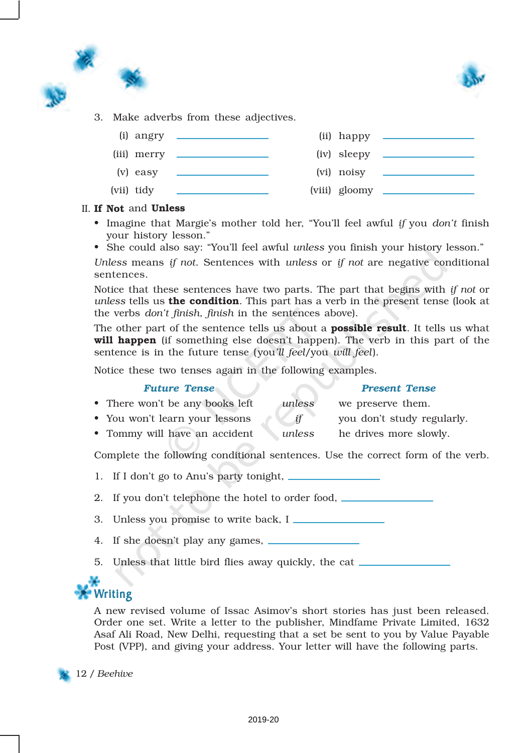3. Make adverbs from these adjectives.

| | | | |
|---|---|---|---|
| (i) angry | ____________ | (ii) happy | ____________ |
| (iii) merry | ____________ | (iv) sleepy | ____________ |
| (v) easy | ____________ | (vi) noisy | ____________ |
| (vii) tidy | ____________ | (viii) gloomy | ____________ |

II. **If Not** and **Unless**

- Imagine that Margie's mother told her, "You'll feel awful *if* you *don't* finish your history lesson."
- She could also say: "You'll feel awful *unless* you finish your history lesson."

*Unless* means *if not*. Sentences with *unless* or *if not* are negative conditional sentences.

Notice that these sentences have two parts. The part that begins with *if not* or *unless* tells us **the condition**. This part has a verb in the present tense (look at the verbs *don't finish, finish* in the sentences above).

The other part of the sentence tells us about a **possible result**. It tells us what **will happen** (if something else doesn't happen). The verb in this part of the sentence is in the future tense (you*'ll feel*/you *will feel*).

Notice these two tenses again in the following examples.

| *Future Tense* | | *Present Tense* |
|---|---|---|
| • There won't be any books left | *unless* | we preserve them. |
| • You won't learn your lessons | *if* | you don't study regularly. |
| • Tommy will have an accident | *unless* | he drives more slowly. |

Complete the following conditional sentences. Use the correct form of the verb.

1. If I don't go to Anu's party tonight, ____________
2. If you don't telephone the hotel to order food, ____________
3. Unless you promise to write back, I ____________
4. If she doesn't play any games, ____________
5. Unless that little bird flies away quickly, the cat ____________

## Writing

A new revised volume of Issac Asimov's short stories has just been released. Order one set. Write a letter to the publisher, Mindfame Private Limited, 1632 Asaf Ali Road, New Delhi, requesting that a set be sent to you by Value Payable Post (VPP), and giving your address. Your letter will have the following parts.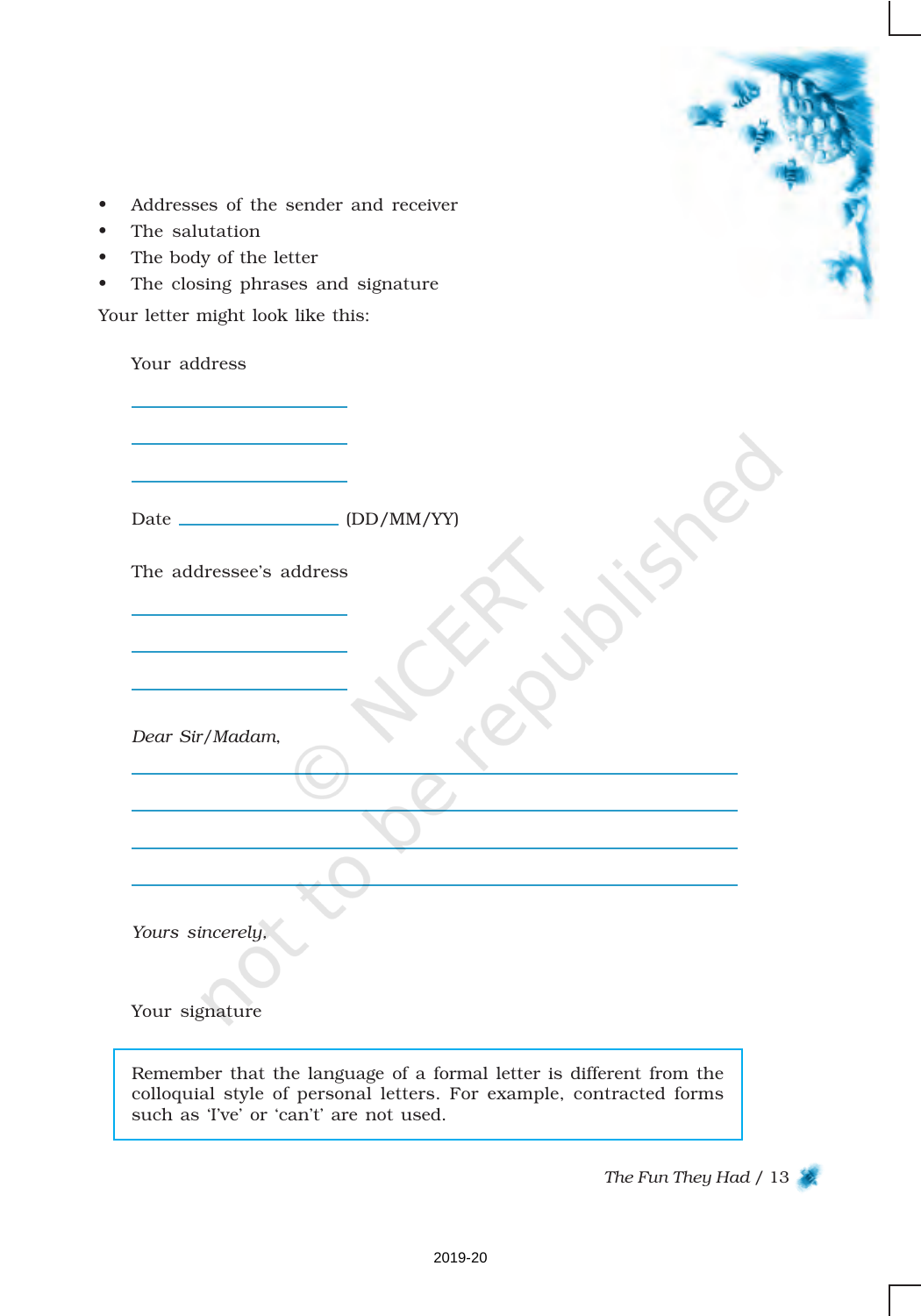- Addresses of the sender and receiver
- The salutation
- The body of the letter
- The closing phrases and signature

Your letter might look like this:

Your address

\_\_\_\_\_\_\_\_\_\_\_\_\_\_\_\_\_\_\_\_

\_\_\_\_\_\_\_\_\_\_\_\_\_\_\_\_\_\_\_\_

\_\_\_\_\_\_\_\_\_\_\_\_\_\_\_\_\_\_\_\_

Date \_\_\_\_\_\_\_\_\_\_\_\_\_\_\_ (DD/MM/YY)

The addressee's address

\_\_\_\_\_\_\_\_\_\_\_\_\_\_\_\_\_\_\_\_

\_\_\_\_\_\_\_\_\_\_\_\_\_\_\_\_\_\_\_\_

\_\_\_\_\_\_\_\_\_\_\_\_\_\_\_\_\_\_\_\_

*Dear Sir/Madam,*

\_\_\_\_\_\_\_\_\_\_\_\_\_\_\_\_\_\_\_\_\_\_\_\_\_\_\_\_\_\_\_\_\_\_\_\_\_\_\_\_\_\_\_\_\_\_\_\_\_\_\_\_\_\_

\_\_\_\_\_\_\_\_\_\_\_\_\_\_\_\_\_\_\_\_\_\_\_\_\_\_\_\_\_\_\_\_\_\_\_\_\_\_\_\_\_\_\_\_\_\_\_\_\_\_\_\_\_\_

\_\_\_\_\_\_\_\_\_\_\_\_\_\_\_\_\_\_\_\_\_\_\_\_\_\_\_\_\_\_\_\_\_\_\_\_\_\_\_\_\_\_\_\_\_\_\_\_\_\_\_\_\_\_

\_\_\_\_\_\_\_\_\_\_\_\_\_\_\_\_\_\_\_\_\_\_\_\_\_\_\_\_\_\_\_\_\_\_\_\_\_\_\_\_\_\_\_\_\_\_\_\_\_\_\_\_\_\_

*Yours sincerely,*

Your signature

> Remember that the language of a formal letter is different from the colloquial style of personal letters. For example, contracted forms such as 'I've' or 'can't' are not used.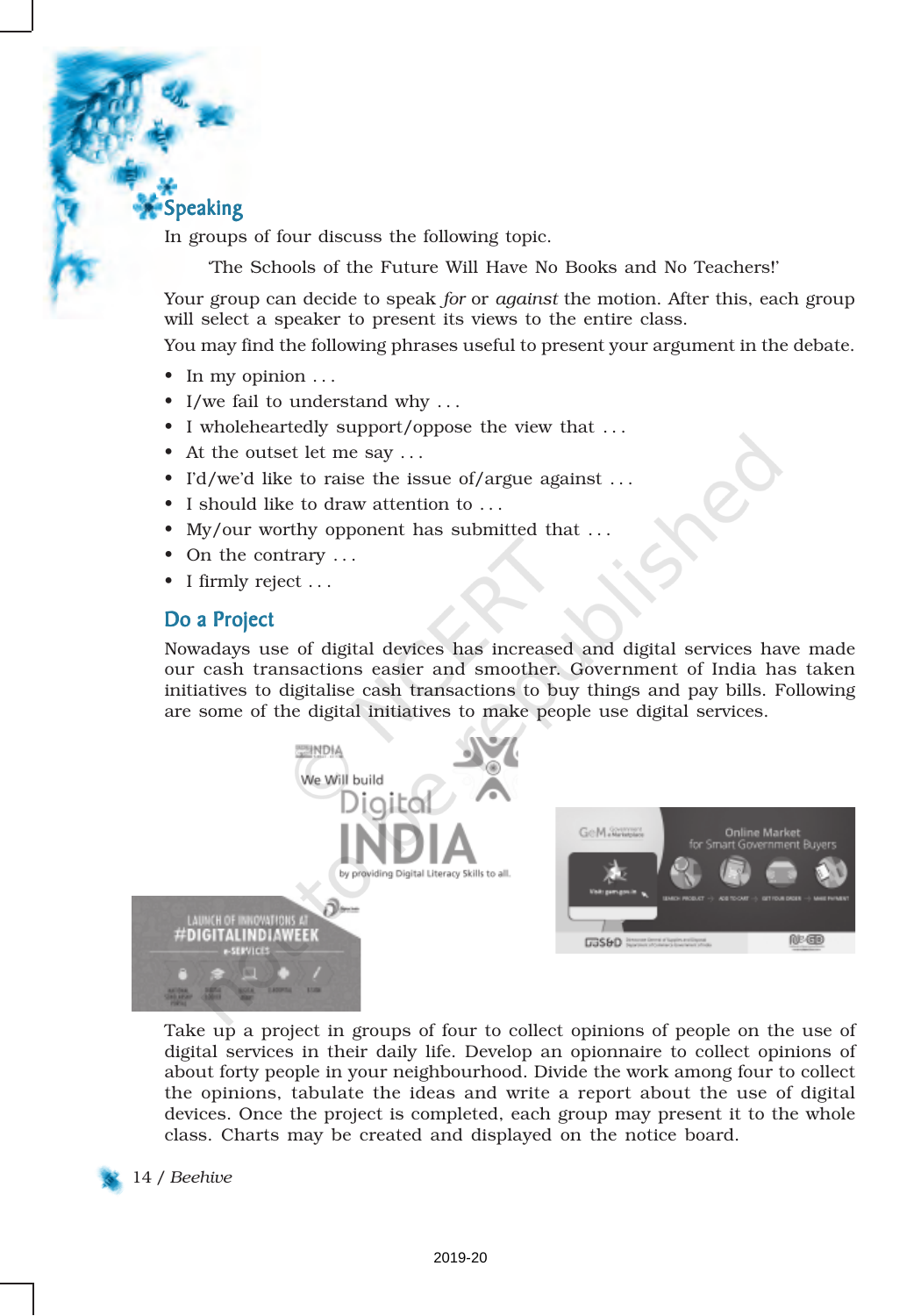## Speaking

In groups of four discuss the following topic.

'The Schools of the Future Will Have No Books and No Teachers!'

Your group can decide to speak *for* or *against* the motion. After this, each group will select a speaker to present its views to the entire class.

You may find the following phrases useful to present your argument in the debate.

- In my opinion . . .
- I/we fail to understand why . . .
- I wholeheartedly support/oppose the view that . . .
- At the outset let me say . . .
- I'd/we'd like to raise the issue of/argue against . . .
- I should like to draw attention to . . .
- My/our worthy opponent has submitted that . . .
- On the contrary . . .
- I firmly reject . . .

## Do a Project

Nowadays use of digital devices has increased and digital services have made our cash transactions easier and smoother. Government of India has taken initiatives to digitalise cash transactions to buy things and pay bills. Following are some of the digital initiatives to make people use digital services.

Take up a project in groups of four to collect opinions of people on the use of digital services in their daily life. Develop an opionnaire to collect opinions of about forty people in your neighbourhood. Divide the work among four to collect the opinions, tabulate the ideas and write a report about the use of digital devices. Once the project is completed, each group may present it to the whole class. Charts may be created and displayed on the notice board.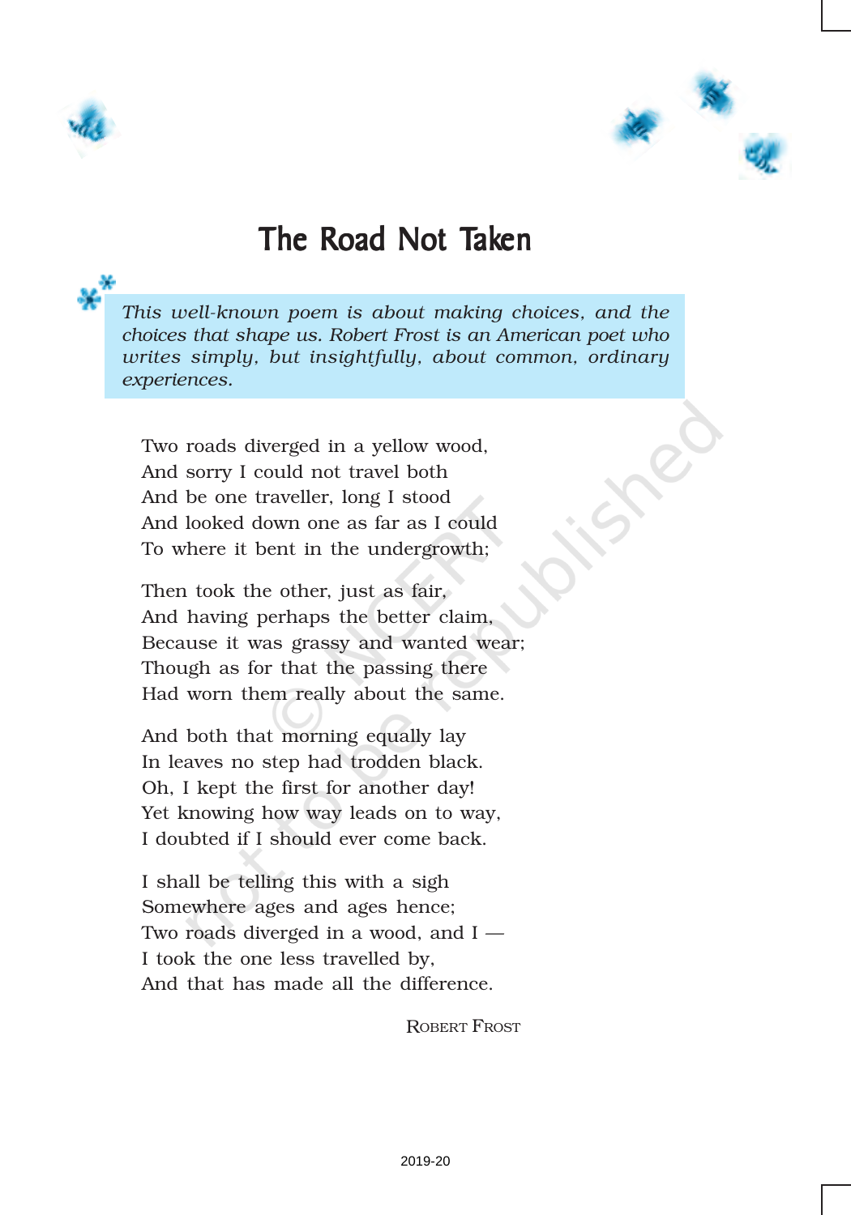# The Road Not Taken

*This well-known poem is about making choices, and the choices that shape us. Robert Frost is an American poet who writes simply, but insightfully, about common, ordinary experiences.*

Two roads diverged in a yellow wood,  
And sorry I could not travel both  
And be one traveller, long I stood  
And looked down one as far as I could  
To where it bent in the undergrowth;

Then took the other, just as fair,  
And having perhaps the better claim,  
Because it was grassy and wanted wear;  
Though as for that the passing there  
Had worn them really about the same.

And both that morning equally lay  
In leaves no step had trodden black.  
Oh, I kept the first for another day!  
Yet knowing how way leads on to way,  
I doubted if I should ever come back.

I shall be telling this with a sigh  
Somewhere ages and ages hence;  
Two roads diverged in a wood, and I —  
I took the one less travelled by,  
And that has made all the difference.

ROBERT FROST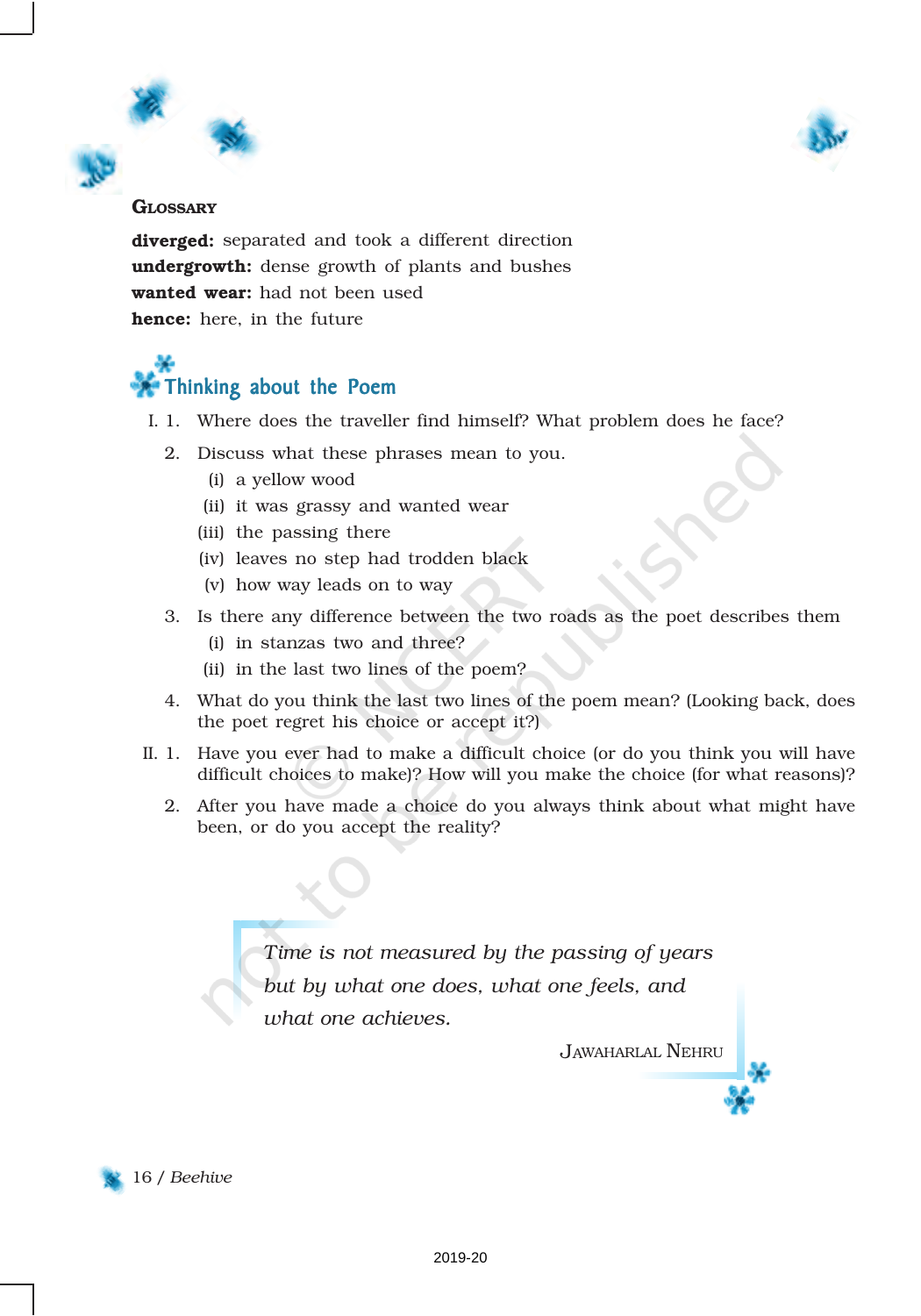## Glossary

**diverged:** separated and took a different direction
**undergrowth:** dense growth of plants and bushes
**wanted wear:** had not been used
**hence:** here, in the future

## Thinking about the Poem

I. 1. Where does the traveller find himself? What problem does he face?

2. Discuss what these phrases mean to you.
   - (i) a yellow wood
   - (ii) it was grassy and wanted wear
   - (iii) the passing there
   - (iv) leaves no step had trodden black
   - (v) how way leads on to way

3. Is there any difference between the two roads as the poet describes them
   - (i) in stanzas two and three?
   - (ii) in the last two lines of the poem?

4. What do you think the last two lines of the poem mean? (Looking back, does the poet regret his choice or accept it?)

II. 1. Have you ever had to make a difficult choice (or do you think you will have difficult choices to make)? How will you make the choice (for what reasons)?

2. After you have made a choice do you always think about what might have been, or do you accept the reality?

> *Time is not measured by the passing of years*
> *but by what one does, what one feels, and*
> *what one achieves.*
>
> Jawaharlal Nehru